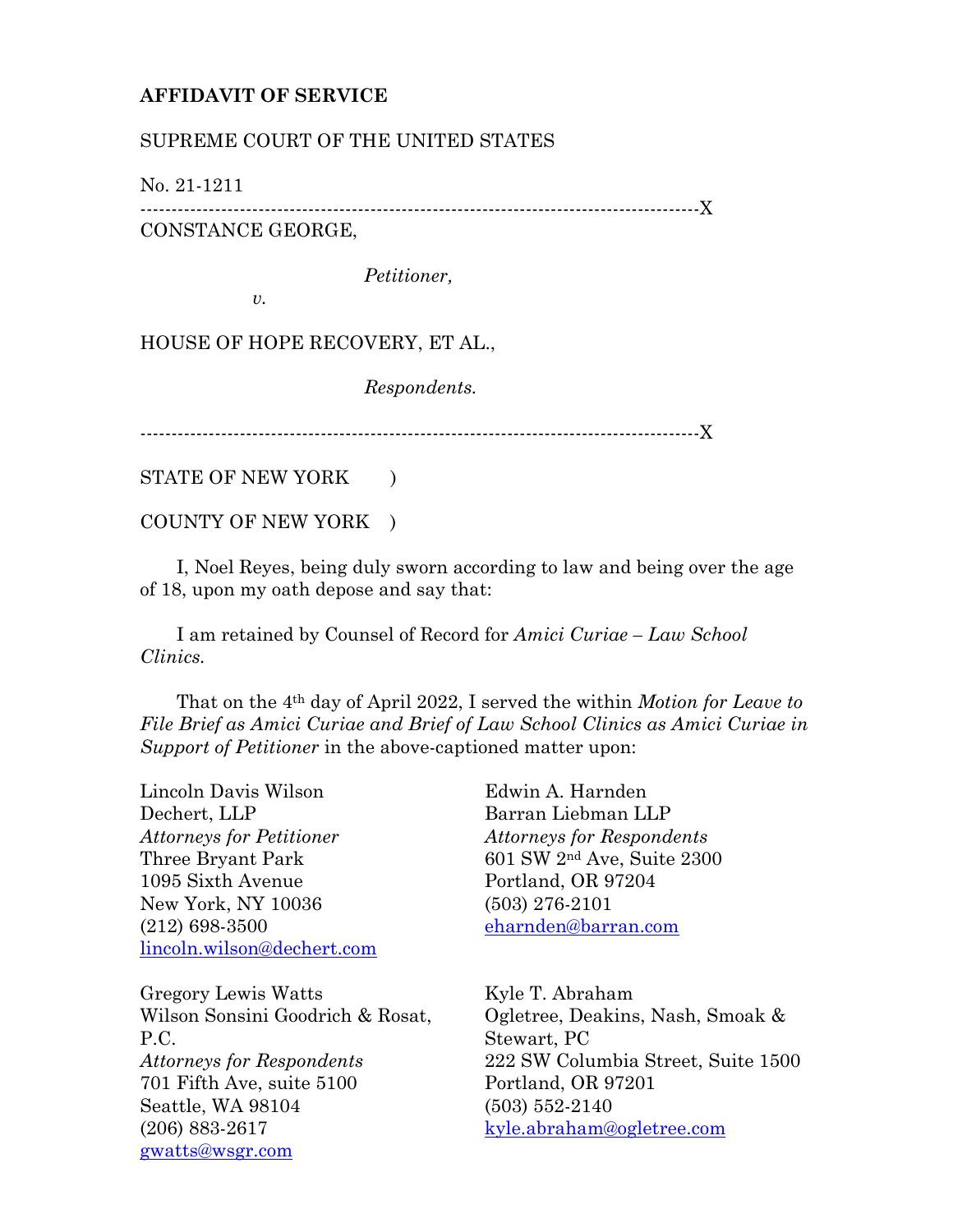**AFFIDAVIT OF SERVICE**

SUPREME COURT OF THE UNITED STATES

No. 21-1211

------------------------------------------------------------------------------------------X

CONSTANCE GEORGE,

*Petitioner,*

*v.*

HOUSE OF HOPE RECOVERY, ET AL.,

*Respondents.*

------------------------------------------------------------------------------------------X

STATE OF NEW YORK )

COUNTY OF NEW YORK )

I, Noel Reyes, being duly sworn according to law and being over the age of 18, upon my oath depose and say that:

I am retained by Counsel of Record for *Amici Curiae – Law School Clinics.*

That on the 4th day of April 2022, I served the within *Motion for Leave to File Brief as Amici Curiae and Brief of Law School Clinics as Amici Curiae in Support of Petitioner* in the above-captioned matter upon:

Lincoln Davis Wilson
Dechert, LLP
*Attorneys for Petitioner*
Three Bryant Park
1095 Sixth Avenue
New York, NY 10036
(212) 698-3500
lincoln.wilson@dechert.com

Edwin A. Harnden
Barran Liebman LLP
*Attorneys for Respondents*
601 SW 2nd Ave, Suite 2300
Portland, OR 97204
(503) 276-2101
eharnden@barran.com

Gregory Lewis Watts
Wilson Sonsini Goodrich & Rosat, P.C.
*Attorneys for Respondents*
701 Fifth Ave, suite 5100
Seattle, WA 98104
(206) 883-2617
gwatts@wsgr.com

Kyle T. Abraham
Ogletree, Deakins, Nash, Smoak & Stewart, PC
222 SW Columbia Street, Suite 1500
Portland, OR 97201
(503) 552-2140
kyle.abraham@ogletree.com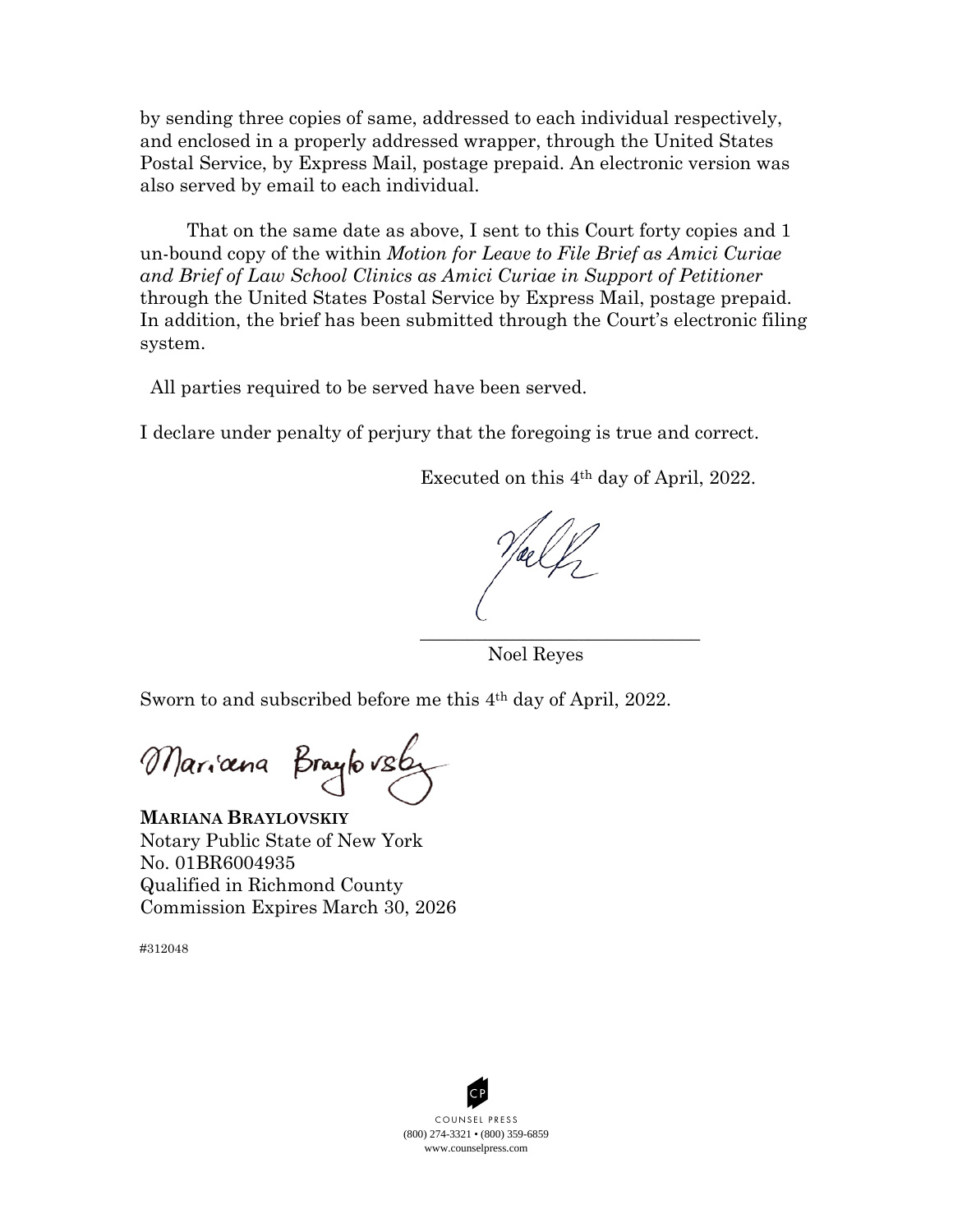by sending three copies of same, addressed to each individual respectively, and enclosed in a properly addressed wrapper, through the United States Postal Service, by Express Mail, postage prepaid. An electronic version was also served by email to each individual.

That on the same date as above, I sent to this Court forty copies and 1 un-bound copy of the within *Motion for Leave to File Brief as Amici Curiae and Brief of Law School Clinics as Amici Curiae in Support of Petitioner* through the United States Postal Service by Express Mail, postage prepaid. In addition, the brief has been submitted through the Court's electronic filing system.

All parties required to be served have been served.

I declare under penalty of perjury that the foregoing is true and correct.

Executed on this 4th day of April, 2022.

\_\_\_\_\_\_\_\_\_\_\_\_\_\_\_\_\_\_\_\_\_\_\_\_\_\_\_\_\_\_

Noel Reyes

Sworn to and subscribed before me this 4th day of April, 2022.

**MARIANA BRAYLOVSKIY**
Notary Public State of New York
No. 01BR6004935
Qualified in Richmond County
Commission Expires March 30, 2026

#312048

COUNSEL PRESS
(800) 274-3321 • (800) 359-6859
www.counselpress.com